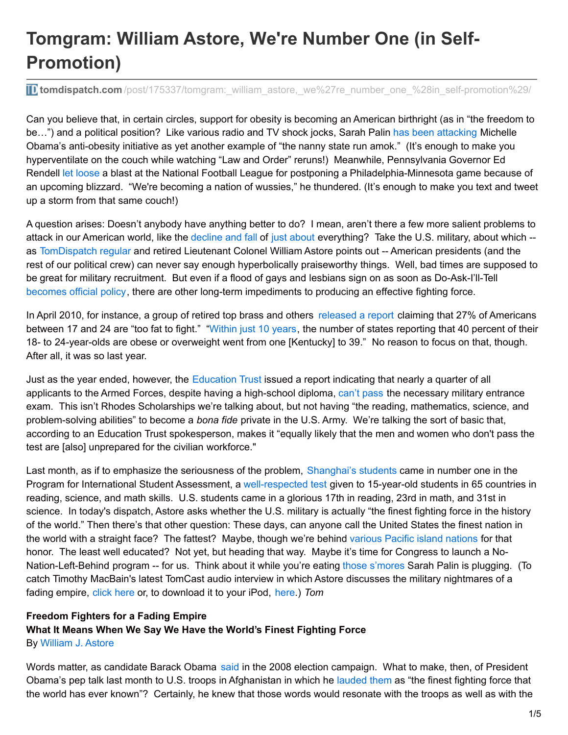# Tomgram: William Astore, We're Number One (in Self-Promotion)

tomdispatch.com/post/175337/tomgram:_william_astore,_we%27re_number_one_%28in_self-promotion%29/

Can you believe that, in certain circles, support for obesity is becoming an American birthright (as in "the freedom to be…") and a political position? Like various radio and TV shock jocks, Sarah Palin has been attacking Michelle Obama's anti-obesity initiative as yet another example of "the nanny state run amok." (It's enough to make you hyperventilate on the couch while watching "Law and Order" reruns!) Meanwhile, Pennsylvania Governor Ed Rendell let loose a blast at the National Football League for postponing a Philadelphia-Minnesota game because of an upcoming blizzard. "We're becoming a nation of wussies," he thundered. (It's enough to make you text and tweet up a storm from that same couch!)

A question arises: Doesn't anybody have anything better to do? I mean, aren't there a few more salient problems to attack in our American world, like the decline and fall of just about everything? Take the U.S. military, about which -- as TomDispatch regular and retired Lieutenant Colonel William Astore points out -- American presidents (and the rest of our political crew) can never say enough hyperbolically praiseworthy things. Well, bad times are supposed to be great for military recruitment. But even if a flood of gays and lesbians sign on as soon as Do-Ask-I'll-Tell becomes official policy, there are other long-term impediments to producing an effective fighting force.

In April 2010, for instance, a group of retired top brass and others released a report claiming that 27% of Americans between 17 and 24 are "too fat to fight." "Within just 10 years, the number of states reporting that 40 percent of their 18- to 24-year-olds are obese or overweight went from one [Kentucky] to 39." No reason to focus on that, though. After all, it was so last year.

Just as the year ended, however, the Education Trust issued a report indicating that nearly a quarter of all applicants to the Armed Forces, despite having a high-school diploma, can't pass the necessary military entrance exam. This isn't Rhodes Scholarships we're talking about, but not having "the reading, mathematics, science, and problem-solving abilities" to become a *bona fide* private in the U.S. Army. We're talking the sort of basic that, according to an Education Trust spokesperson, makes it "equally likely that the men and women who don't pass the test are [also] unprepared for the civilian workforce."

Last month, as if to emphasize the seriousness of the problem, Shanghai's students came in number one in the Program for International Student Assessment, a well-respected test given to 15-year-old students in 65 countries in reading, science, and math skills. U.S. students came in a glorious 17th in reading, 23rd in math, and 31st in science. In today's dispatch, Astore asks whether the U.S. military is actually "the finest fighting force in the history of the world." Then there's that other question: These days, can anyone call the United States the finest nation in the world with a straight face? The fattest? Maybe, though we're behind various Pacific island nations for that honor. The least well educated? Not yet, but heading that way. Maybe it's time for Congress to launch a No-Nation-Left-Behind program -- for us. Think about it while you're eating those s'mores Sarah Palin is plugging. (To catch Timothy MacBain's latest TomCast audio interview in which Astore discusses the military nightmares of a fading empire, click here or, to download it to your iPod, here.) *Tom*

**Freedom Fighters for a Fading Empire**
**What It Means When We Say We Have the World's Finest Fighting Force**
By William J. Astore

Words matter, as candidate Barack Obama said in the 2008 election campaign. What to make, then, of President Obama's pep talk last month to U.S. troops in Afghanistan in which he lauded them as "the finest fighting force that the world has ever known"? Certainly, he knew that those words would resonate with the troops as well as with the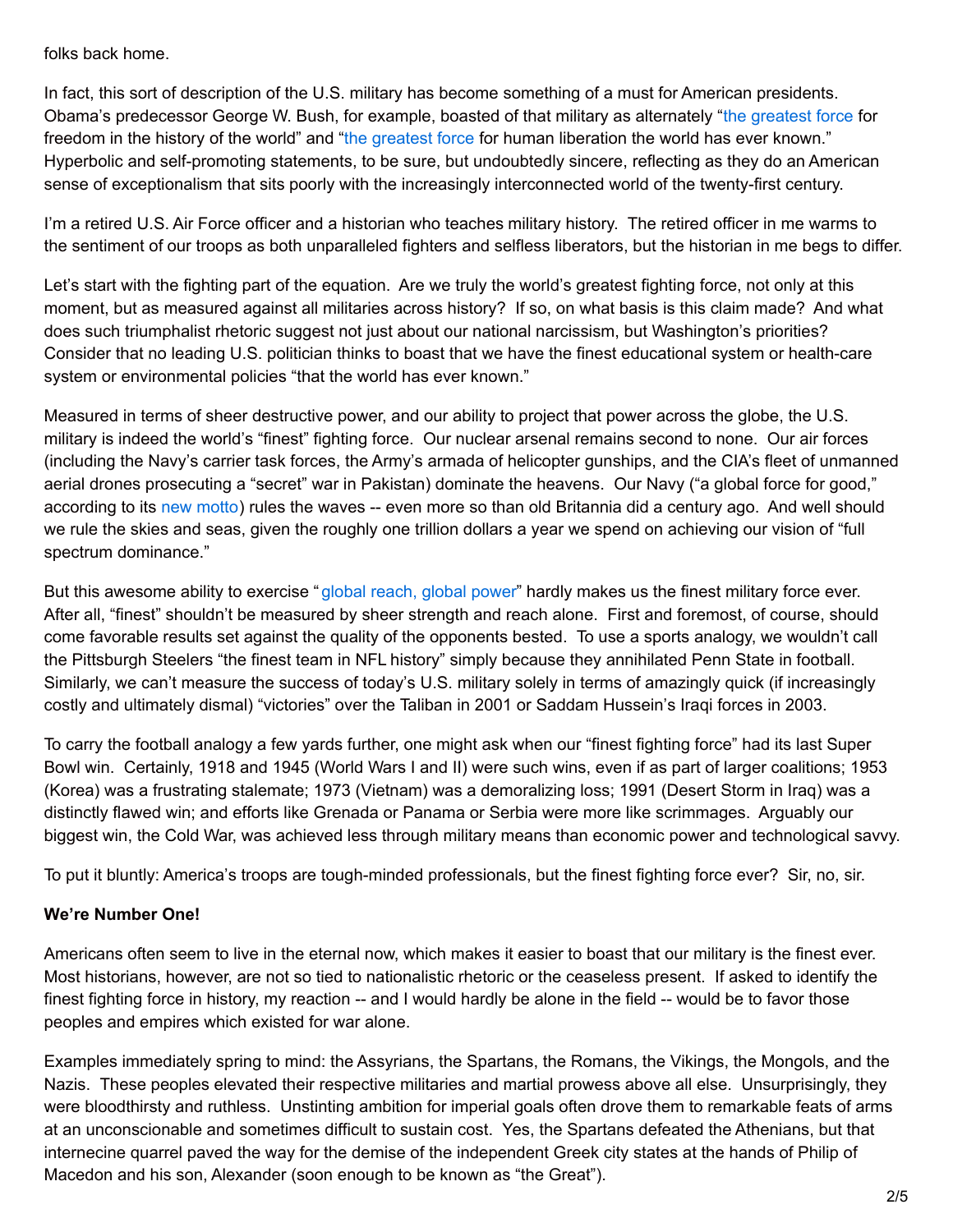folks back home.

In fact, this sort of description of the U.S. military has become something of a must for American presidents. Obama's predecessor George W. Bush, for example, boasted of that military as alternately "the greatest force for freedom in the history of the world" and "the greatest force for human liberation the world has ever known." Hyperbolic and self-promoting statements, to be sure, but undoubtedly sincere, reflecting as they do an American sense of exceptionalism that sits poorly with the increasingly interconnected world of the twenty-first century.

I'm a retired U.S. Air Force officer and a historian who teaches military history. The retired officer in me warms to the sentiment of our troops as both unparalleled fighters and selfless liberators, but the historian in me begs to differ.

Let's start with the fighting part of the equation. Are we truly the world's greatest fighting force, not only at this moment, but as measured against all militaries across history? If so, on what basis is this claim made? And what does such triumphalist rhetoric suggest not just about our national narcissism, but Washington's priorities? Consider that no leading U.S. politician thinks to boast that we have the finest educational system or health-care system or environmental policies "that the world has ever known."

Measured in terms of sheer destructive power, and our ability to project that power across the globe, the U.S. military is indeed the world's "finest" fighting force. Our nuclear arsenal remains second to none. Our air forces (including the Navy's carrier task forces, the Army's armada of helicopter gunships, and the CIA's fleet of unmanned aerial drones prosecuting a "secret" war in Pakistan) dominate the heavens. Our Navy ("a global force for good," according to its new motto) rules the waves -- even more so than old Britannia did a century ago. And well should we rule the skies and seas, given the roughly one trillion dollars a year we spend on achieving our vision of "full spectrum dominance."

But this awesome ability to exercise "global reach, global power" hardly makes us the finest military force ever. After all, "finest" shouldn't be measured by sheer strength and reach alone. First and foremost, of course, should come favorable results set against the quality of the opponents bested. To use a sports analogy, we wouldn't call the Pittsburgh Steelers "the finest team in NFL history" simply because they annihilated Penn State in football. Similarly, we can't measure the success of today's U.S. military solely in terms of amazingly quick (if increasingly costly and ultimately dismal) "victories" over the Taliban in 2001 or Saddam Hussein's Iraqi forces in 2003.

To carry the football analogy a few yards further, one might ask when our "finest fighting force" had its last Super Bowl win. Certainly, 1918 and 1945 (World Wars I and II) were such wins, even if as part of larger coalitions; 1953 (Korea) was a frustrating stalemate; 1973 (Vietnam) was a demoralizing loss; 1991 (Desert Storm in Iraq) was a distinctly flawed win; and efforts like Grenada or Panama or Serbia were more like scrimmages. Arguably our biggest win, the Cold War, was achieved less through military means than economic power and technological savvy.

To put it bluntly: America's troops are tough-minded professionals, but the finest fighting force ever? Sir, no, sir.

**We're Number One!**

Americans often seem to live in the eternal now, which makes it easier to boast that our military is the finest ever. Most historians, however, are not so tied to nationalistic rhetoric or the ceaseless present. If asked to identify the finest fighting force in history, my reaction -- and I would hardly be alone in the field -- would be to favor those peoples and empires which existed for war alone.

Examples immediately spring to mind: the Assyrians, the Spartans, the Romans, the Vikings, the Mongols, and the Nazis. These peoples elevated their respective militaries and martial prowess above all else. Unsurprisingly, they were bloodthirsty and ruthless. Unstinting ambition for imperial goals often drove them to remarkable feats of arms at an unconscionable and sometimes difficult to sustain cost. Yes, the Spartans defeated the Athenians, but that internecine quarrel paved the way for the demise of the independent Greek city states at the hands of Philip of Macedon and his son, Alexander (soon enough to be known as "the Great").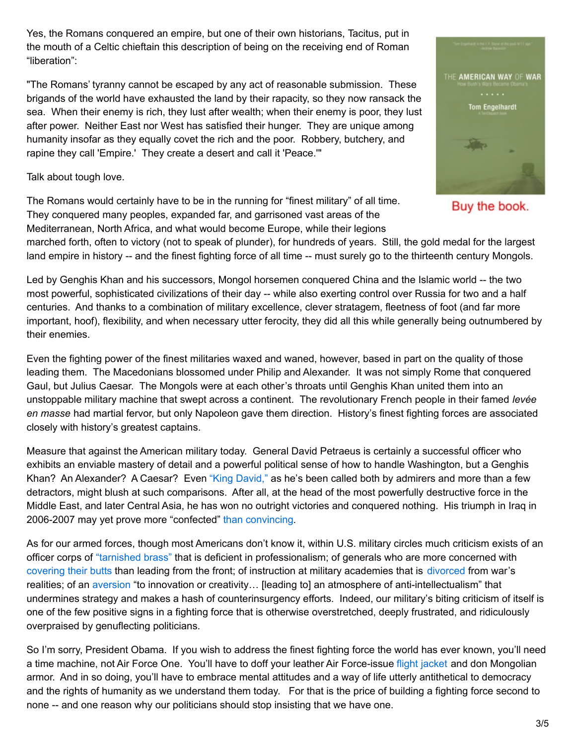Yes, the Romans conquered an empire, but one of their own historians, Tacitus, put in the mouth of a Celtic chieftain this description of being on the receiving end of Roman "liberation":

"The Romans' tyranny cannot be escaped by any act of reasonable submission. These brigands of the world have exhausted the land by their rapacity, so they now ransack the sea. When their enemy is rich, they lust after wealth; when their enemy is poor, they lust after power. Neither East nor West has satisfied their hunger. They are unique among humanity insofar as they equally covet the rich and the poor. Robbery, butchery, and rapine they call 'Empire.' They create a desert and call it 'Peace.'"

Talk about tough love.

Buy the book.

The Romans would certainly have to be in the running for "finest military" of all time. They conquered many peoples, expanded far, and garrisoned vast areas of the Mediterranean, North Africa, and what would become Europe, while their legions marched forth, often to victory (not to speak of plunder), for hundreds of years. Still, the gold medal for the largest land empire in history -- and the finest fighting force of all time -- must surely go to the thirteenth century Mongols.

Led by Genghis Khan and his successors, Mongol horsemen conquered China and the Islamic world -- the two most powerful, sophisticated civilizations of their day -- while also exerting control over Russia for two and a half centuries. And thanks to a combination of military excellence, clever stratagem, fleetness of foot (and far more important, hoof), flexibility, and when necessary utter ferocity, they did all this while generally being outnumbered by their enemies.

Even the fighting power of the finest militaries waxed and waned, however, based in part on the quality of those leading them. The Macedonians blossomed under Philip and Alexander. It was not simply Rome that conquered Gaul, but Julius Caesar. The Mongols were at each other's throats until Genghis Khan united them into an unstoppable military machine that swept across a continent. The revolutionary French people in their famed *levée en masse* had martial fervor, but only Napoleon gave them direction. History's finest fighting forces are associated closely with history's greatest captains.

Measure that against the American military today. General David Petraeus is certainly a successful officer who exhibits an enviable mastery of detail and a powerful political sense of how to handle Washington, but a Genghis Khan? An Alexander? A Caesar? Even "King David," as he's been called both by admirers and more than a few detractors, might blush at such comparisons. After all, at the head of the most powerfully destructive force in the Middle East, and later Central Asia, he has won no outright victories and conquered nothing. His triumph in Iraq in 2006-2007 may yet prove more "confected" than convincing.

As for our armed forces, though most Americans don't know it, within U.S. military circles much criticism exists of an officer corps of "tarnished brass" that is deficient in professionalism; of generals who are more concerned with covering their butts than leading from the front; of instruction at military academies that is divorced from war's realities; of an aversion "to innovation or creativity… [leading to] an atmosphere of anti-intellectualism" that undermines strategy and makes a hash of counterinsurgency efforts. Indeed, our military's biting criticism of itself is one of the few positive signs in a fighting force that is otherwise overstretched, deeply frustrated, and ridiculously overpraised by genuflecting politicians.

So I'm sorry, President Obama. If you wish to address the finest fighting force the world has ever known, you'll need a time machine, not Air Force One. You'll have to doff your leather Air Force-issue flight jacket and don Mongolian armor. And in so doing, you'll have to embrace mental attitudes and a way of life utterly antithetical to democracy and the rights of humanity as we understand them today. For that is the price of building a fighting force second to none -- and one reason why our politicians should stop insisting that we have one.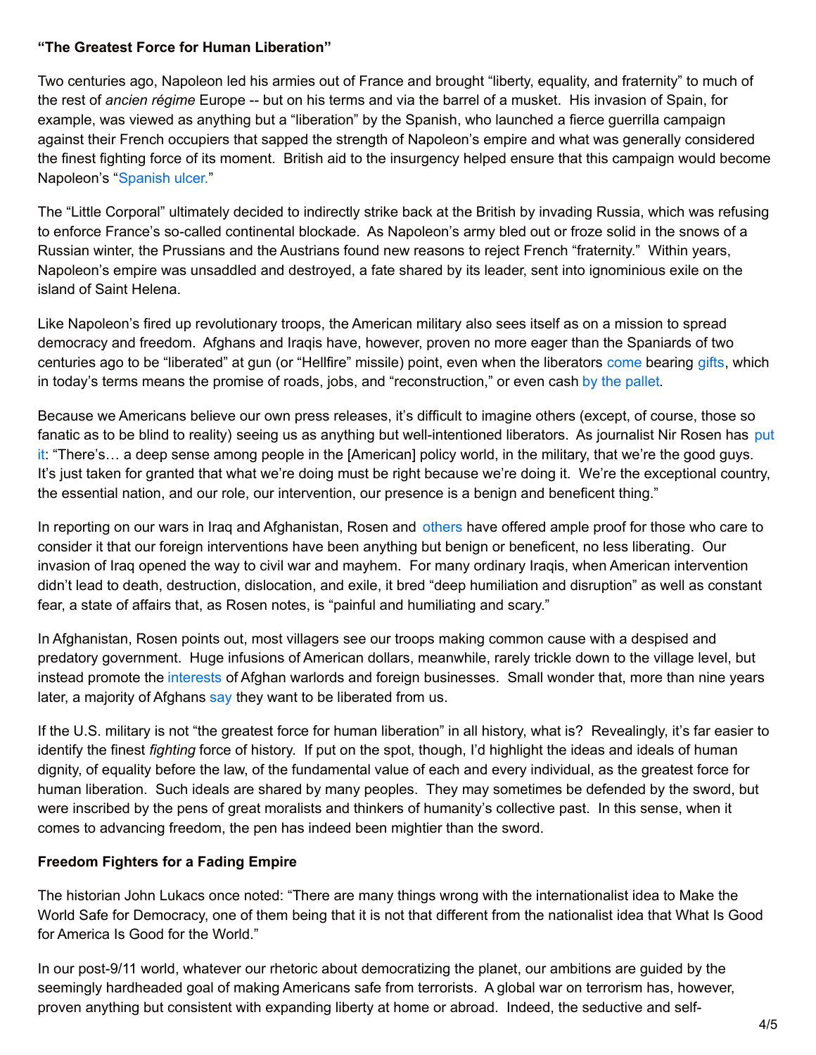**“The Greatest Force for Human Liberation”**

Two centuries ago, Napoleon led his armies out of France and brought “liberty, equality, and fraternity” to much of the rest of *ancien régime* Europe -- but on his terms and via the barrel of a musket. His invasion of Spain, for example, was viewed as anything but a “liberation” by the Spanish, who launched a fierce guerrilla campaign against their French occupiers that sapped the strength of Napoleon’s empire and what was generally considered the finest fighting force of its moment. British aid to the insurgency helped ensure that this campaign would become Napoleon’s “Spanish ulcer.”

The “Little Corporal” ultimately decided to indirectly strike back at the British by invading Russia, which was refusing to enforce France’s so-called continental blockade. As Napoleon’s army bled out or froze solid in the snows of a Russian winter, the Prussians and the Austrians found new reasons to reject French “fraternity.” Within years, Napoleon’s empire was unsaddled and destroyed, a fate shared by its leader, sent into ignominious exile on the island of Saint Helena.

Like Napoleon’s fired up revolutionary troops, the American military also sees itself as on a mission to spread democracy and freedom. Afghans and Iraqis have, however, proven no more eager than the Spaniards of two centuries ago to be “liberated” at gun (or “Hellfire” missile) point, even when the liberators come bearing gifts, which in today’s terms means the promise of roads, jobs, and “reconstruction,” or even cash by the pallet.

Because we Americans believe our own press releases, it’s difficult to imagine others (except, of course, those so fanatic as to be blind to reality) seeing us as anything but well-intentioned liberators. As journalist Nir Rosen has put it: “There’s… a deep sense among people in the [American] policy world, in the military, that we’re the good guys. It’s just taken for granted that what we’re doing must be right because we’re doing it. We’re the exceptional country, the essential nation, and our role, our intervention, our presence is a benign and beneficent thing.”

In reporting on our wars in Iraq and Afghanistan, Rosen and others have offered ample proof for those who care to consider it that our foreign interventions have been anything but benign or beneficent, no less liberating. Our invasion of Iraq opened the way to civil war and mayhem. For many ordinary Iraqis, when American intervention didn’t lead to death, destruction, dislocation, and exile, it bred “deep humiliation and disruption” as well as constant fear, a state of affairs that, as Rosen notes, is “painful and humiliating and scary.”

In Afghanistan, Rosen points out, most villagers see our troops making common cause with a despised and predatory government. Huge infusions of American dollars, meanwhile, rarely trickle down to the village level, but instead promote the interests of Afghan warlords and foreign businesses. Small wonder that, more than nine years later, a majority of Afghans say they want to be liberated from us.

If the U.S. military is not “the greatest force for human liberation” in all history, what is? Revealingly, it’s far easier to identify the finest *fighting* force of history. If put on the spot, though, I’d highlight the ideas and ideals of human dignity, of equality before the law, of the fundamental value of each and every individual, as the greatest force for human liberation. Such ideals are shared by many peoples. They may sometimes be defended by the sword, but were inscribed by the pens of great moralists and thinkers of humanity’s collective past. In this sense, when it comes to advancing freedom, the pen has indeed been mightier than the sword.

**Freedom Fighters for a Fading Empire**

The historian John Lukacs once noted: “There are many things wrong with the internationalist idea to Make the World Safe for Democracy, one of them being that it is not that different from the nationalist idea that What Is Good for America Is Good for the World.”

In our post-9/11 world, whatever our rhetoric about democratizing the planet, our ambitions are guided by the seemingly hardheaded goal of making Americans safe from terrorists. A global war on terrorism has, however, proven anything but consistent with expanding liberty at home or abroad. Indeed, the seductive and self-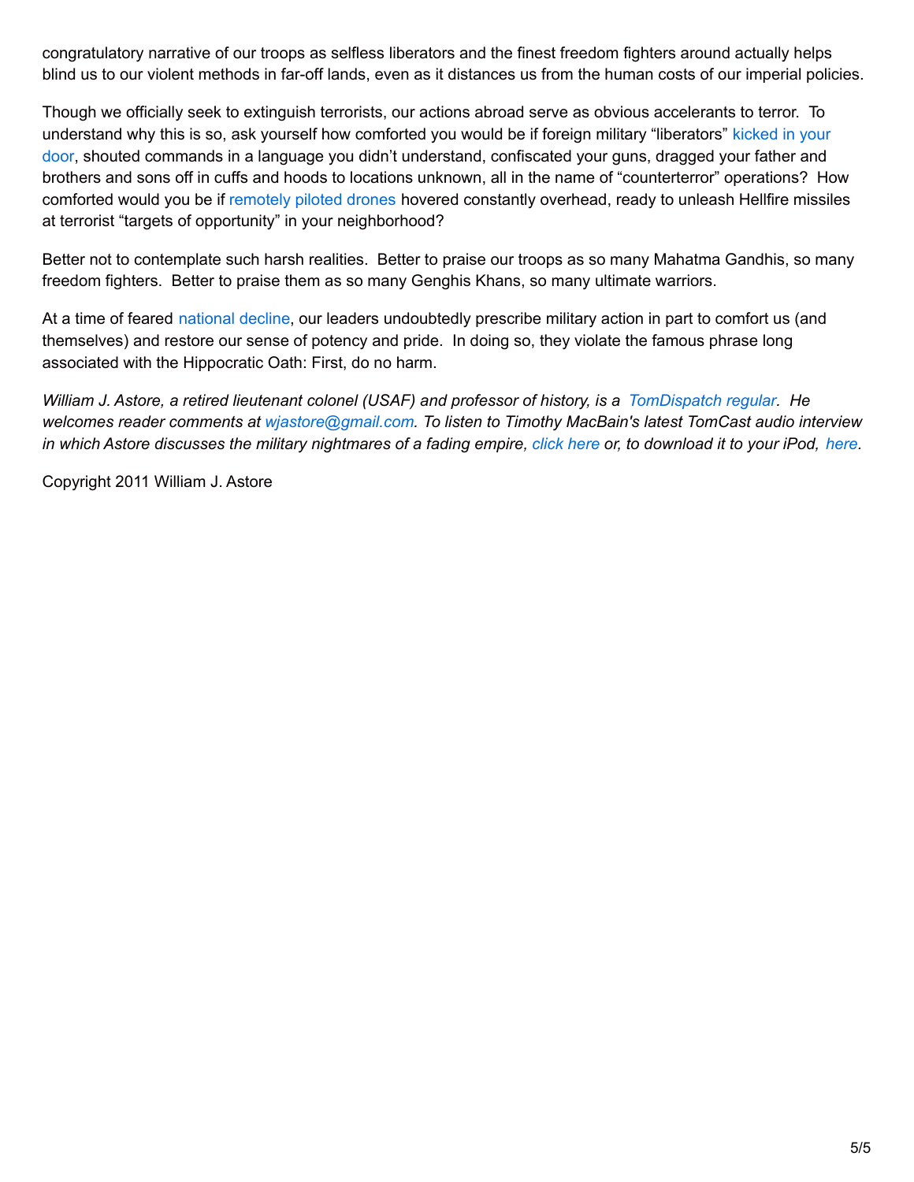congratulatory narrative of our troops as selfless liberators and the finest freedom fighters around actually helps blind us to our violent methods in far-off lands, even as it distances us from the human costs of our imperial policies.

Though we officially seek to extinguish terrorists, our actions abroad serve as obvious accelerants to terror. To understand why this is so, ask yourself how comforted you would be if foreign military "liberators" kicked in your door, shouted commands in a language you didn't understand, confiscated your guns, dragged your father and brothers and sons off in cuffs and hoods to locations unknown, all in the name of "counterterror" operations? How comforted would you be if remotely piloted drones hovered constantly overhead, ready to unleash Hellfire missiles at terrorist "targets of opportunity" in your neighborhood?

Better not to contemplate such harsh realities. Better to praise our troops as so many Mahatma Gandhis, so many freedom fighters. Better to praise them as so many Genghis Khans, so many ultimate warriors.

At a time of feared national decline, our leaders undoubtedly prescribe military action in part to comfort us (and themselves) and restore our sense of potency and pride. In doing so, they violate the famous phrase long associated with the Hippocratic Oath: First, do no harm.

*William J. Astore, a retired lieutenant colonel (USAF) and professor of history, is a TomDispatch regular. He welcomes reader comments at wjastore@gmail.com. To listen to Timothy MacBain's latest TomCast audio interview in which Astore discusses the military nightmares of a fading empire, click here or, to download it to your iPod, here.*

Copyright 2011 William J. Astore